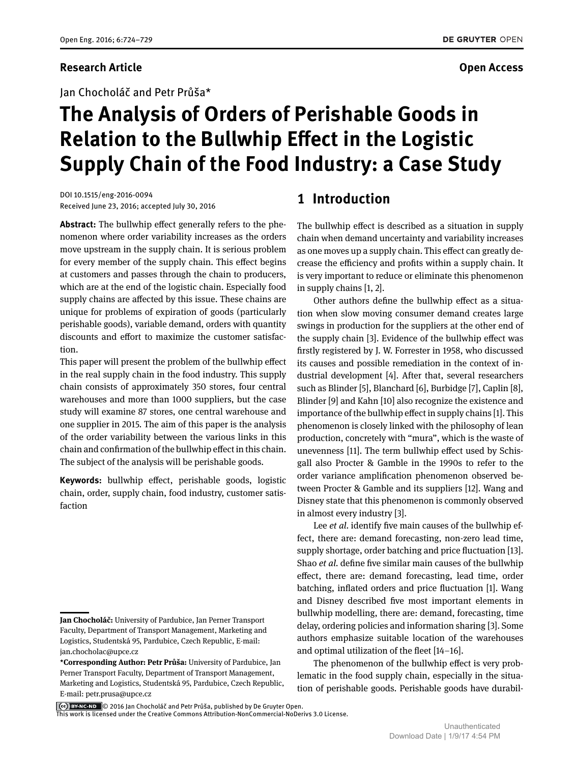**Research Article** **Open Access**

Jan Chocholáč and Petr Průša*

# The Analysis of Orders of Perishable Goods in Relation to the Bullwhip Effect in the Logistic Supply Chain of the Food Industry: a Case Study

DOI 10.1515/eng-2016-0094
Received June 23, 2016; accepted July 30, 2016

**Abstract:** The bullwhip effect generally refers to the phenomenon where order variability increases as the orders move upstream in the supply chain. It is serious problem for every member of the supply chain. This effect begins at customers and passes through the chain to producers, which are at the end of the logistic chain. Especially food supply chains are affected by this issue. These chains are unique for problems of expiration of goods (particularly perishable goods), variable demand, orders with quantity discounts and effort to maximize the customer satisfaction.

This paper will present the problem of the bullwhip effect in the real supply chain in the food industry. This supply chain consists of approximately 350 stores, four central warehouses and more than 1000 suppliers, but the case study will examine 87 stores, one central warehouse and one supplier in 2015. The aim of this paper is the analysis of the order variability between the various links in this chain and confirmation of the bullwhip effect in this chain. The subject of the analysis will be perishable goods.

**Keywords:** bullwhip effect, perishable goods, logistic chain, order, supply chain, food industry, customer satisfaction

**Jan Chocholáč:** University of Pardubice, Jan Perner Transport Faculty, Department of Transport Management, Marketing and Logistics, Studentská 95, Pardubice, Czech Republic, E-mail: jan.chocholac@upce.cz

***Corresponding Author: Petr Průša:** University of Pardubice, Jan Perner Transport Faculty, Department of Transport Management, Marketing and Logistics, Studentská 95, Pardubice, Czech Republic, E-mail: petr.prusa@upce.cz

© 2016 Jan Chocholáč and Petr Průša, published by De Gruyter Open.
This work is licensed under the Creative Commons Attribution-NonCommercial-NoDerivs 3.0 License.

## 1 Introduction

The bullwhip effect is described as a situation in supply chain when demand uncertainty and variability increases as one moves up a supply chain. This effect can greatly decrease the efficiency and profits within a supply chain. It is very important to reduce or eliminate this phenomenon in supply chains [1, 2].

Other authors define the bullwhip effect as a situation when slow moving consumer demand creates large swings in production for the suppliers at the other end of the supply chain [3]. Evidence of the bullwhip effect was firstly registered by J. W. Forrester in 1958, who discussed its causes and possible remediation in the context of industrial development [4]. After that, several researchers such as Blinder [5], Blanchard [6], Burbidge [7], Caplin [8], Blinder [9] and Kahn [10] also recognize the existence and importance of the bullwhip effect in supply chains [1]. This phenomenon is closely linked with the philosophy of lean production, concretely with "mura", which is the waste of unevenness [11]. The term bullwhip effect used by Schisgall also Procter & Gamble in the 1990s to refer to the order variance amplification phenomenon observed between Procter & Gamble and its suppliers [12]. Wang and Disney state that this phenomenon is commonly observed in almost every industry [3].

Lee *et al.* identify five main causes of the bullwhip effect, there are: demand forecasting, non-zero lead time, supply shortage, order batching and price fluctuation [13]. Shao *et al.* define five similar main causes of the bullwhip effect, there are: demand forecasting, lead time, order batching, inflated orders and price fluctuation [1]. Wang and Disney described five most important elements in bullwhip modelling, there are: demand, forecasting, time delay, ordering policies and information sharing [3]. Some authors emphasize suitable location of the warehouses and optimal utilization of the fleet [14–16].

The phenomenon of the bullwhip effect is very problematic in the food supply chain, especially in the situation of perishable goods. Perishable goods have durabil-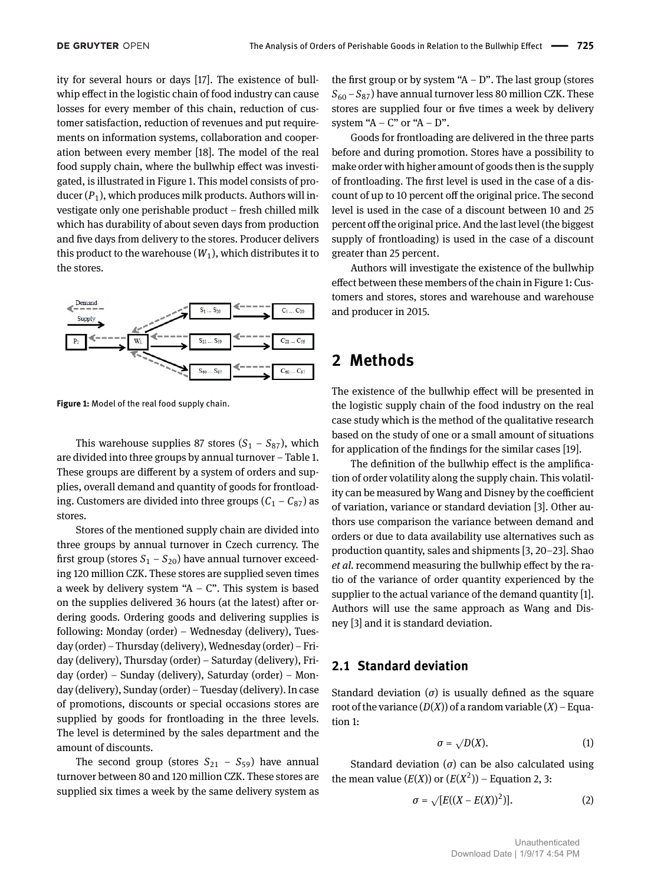ity for several hours or days [17]. The existence of bullwhip effect in the logistic chain of food industry can cause losses for every member of this chain, reduction of customer satisfaction, reduction of revenues and put requirements on information systems, collaboration and cooperation between every member [18]. The model of the real food supply chain, where the bullwhip effect was investigated, is illustrated in Figure 1. This model consists of producer ($P_1$), which produces milk products. Authors will investigate only one perishable product – fresh chilled milk which has durability of about seven days from production and five days from delivery to the stores. Producer delivers this product to the warehouse ($W_1$), which distributes it to the stores.

Demand
Supply
$P_1$
$W_1$
$S_1 \ldots S_{20}$
$C_1 \ldots C_{20}$
$S_{21} \ldots S_{59}$
$C_{21} \ldots C_{59}$
$S_{60} \ldots S_{87}$
$C_{60} \ldots C_{87}$

**Figure 1:** Model of the real food supply chain.

This warehouse supplies 87 stores ($S_1$ – $S_{87}$), which are divided into three groups by annual turnover – Table 1. These groups are different by a system of orders and supplies, overall demand and quantity of goods for frontloading. Customers are divided into three groups ($C_1$ – $C_{87}$) as stores.

Stores of the mentioned supply chain are divided into three groups by annual turnover in Czech currency. The first group (stores $S_1$ – $S_{20}$) have annual turnover exceeding 120 million CZK. These stores are supplied seven times a week by delivery system "A – C". This system is based on the supplies delivered 36 hours (at the latest) after ordering goods. Ordering goods and delivering supplies is following: Monday (order) – Wednesday (delivery), Tuesday (order) – Thursday (delivery), Wednesday (order) – Friday (delivery), Thursday (order) – Saturday (delivery), Friday (order) – Sunday (delivery), Saturday (order) – Monday (delivery), Sunday (order) – Tuesday (delivery). In case of promotions, discounts or special occasions stores are supplied by goods for frontloading in the three levels. The level is determined by the sales department and the amount of discounts.

The second group (stores $S_{21}$ – $S_{59}$) have annual turnover between 80 and 120 million CZK. These stores are supplied six times a week by the same delivery system as the first group or by system "A – D". The last group (stores $S_{60}$ – $S_{87}$) have annual turnover less 80 million CZK. These stores are supplied four or five times a week by delivery system "A – C" or "A – D".

Goods for frontloading are delivered in the three parts before and during promotion. Stores have a possibility to make order with higher amount of goods then is the supply of frontloading. The first level is used in the case of a discount of up to 10 percent off the original price. The second level is used in the case of a discount between 10 and 25 percent off the original price. And the last level (the biggest supply of frontloading) is used in the case of a discount greater than 25 percent.

Authors will investigate the existence of the bullwhip effect between these members of the chain in Figure 1: Customers and stores, stores and warehouse and warehouse and producer in 2015.

## 2 Methods

The existence of the bullwhip effect will be presented in the logistic supply chain of the food industry on the real case study which is the method of the qualitative research based on the study of one or a small amount of situations for application of the findings for the similar cases [19].

The definition of the bullwhip effect is the amplification of order volatility along the supply chain. This volatility can be measured by Wang and Disney by the coefficient of variation, variance or standard deviation [3]. Other authors use comparison the variance between demand and orders or due to data availability use alternatives such as production quantity, sales and shipments [3, 20–23]. Shao *et al.* recommend measuring the bullwhip effect by the ratio of the variance of order quantity experienced by the supplier to the actual variance of the demand quantity [1]. Authors will use the same approach as Wang and Disney [3] and it is standard deviation.

### 2.1 Standard deviation

Standard deviation ($\sigma$) is usually defined as the square root of the variance ($D(X)$) of a random variable ($X$) – Equation 1:

$$\sigma = \sqrt{D(X)}. \tag{1}$$

Standard deviation ($\sigma$) can be also calculated using the mean value ($E(X)$) or ($E(X^2)$) – Equation 2, 3:

$$\sigma = \sqrt{[E((X - E(X))^2)]}. \tag{2}$$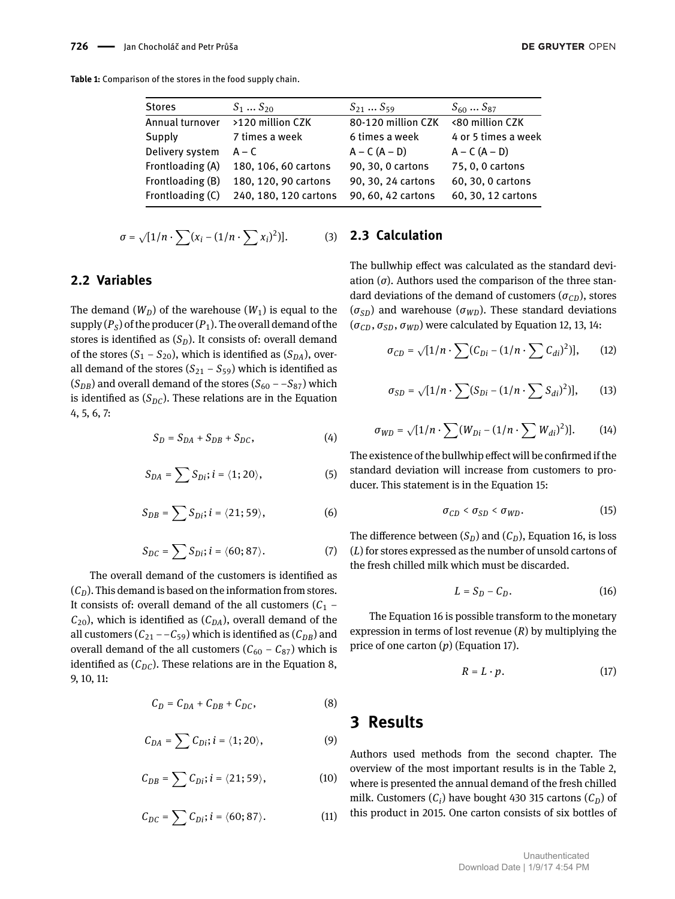**Table 1:** Comparison of the stores in the food supply chain.

| Stores | $S_1 \ldots S_{20}$ | $S_{21} \ldots S_{59}$ | $S_{60} \ldots S_{87}$ |
|---|---|---|---|
| Annual turnover | >120 million CZK | 80-120 million CZK | <80 million CZK |
| Supply | 7 times a week | 6 times a week | 4 or 5 times a week |
| Delivery system | A – C | A – C (A – D) | A – C (A – D) |
| Frontloading (A) | 180, 106, 60 cartons | 90, 30, 0 cartons | 75, 0, 0 cartons |
| Frontloading (B) | 180, 120, 90 cartons | 90, 30, 24 cartons | 60, 30, 0 cartons |
| Frontloading (C) | 240, 180, 120 cartons | 90, 60, 42 cartons | 60, 30, 12 cartons |

$$\sigma = \sqrt{[1/n \cdot \sum (x_i - (1/n \cdot \sum x_i)^2)]}. \quad (3)$$

## 2.2 Variables

The demand ($W_D$) of the warehouse ($W_1$) is equal to the supply ($P_S$) of the producer ($P_1$). The overall demand of the stores is identified as ($S_D$). It consists of: overall demand of the stores ($S_1 - S_{20}$), which is identified as ($S_{DA}$), overall demand of the stores ($S_{21} - S_{59}$) which is identified as ($S_{DB}$) and overall demand of the stores ($S_{60} - -S_{87}$) which is identified as ($S_{DC}$). These relations are in the Equation 4, 5, 6, 7:

$$S_D = S_{DA} + S_{DB} + S_{DC}, \quad (4)$$

$$S_{DA} = \sum S_{Di}; i = \langle 1; 20 \rangle, \quad (5)$$

$$S_{DB} = \sum S_{Di}; i = \langle 21; 59 \rangle, \quad (6)$$

$$S_{DC} = \sum S_{Di}; i = \langle 60; 87 \rangle. \quad (7)$$

The overall demand of the customers is identified as ($C_D$). This demand is based on the information from stores. It consists of: overall demand of the all customers ($C_1 - C_{20}$), which is identified as ($C_{DA}$), overall demand of the all customers ($C_{21} - -C_{59}$) which is identified as ($C_{DB}$) and overall demand of the all customers ($C_{60} - C_{87}$) which is identified as ($C_{DC}$). These relations are in the Equation 8, 9, 10, 11:

$$C_D = C_{DA} + C_{DB} + C_{DC}, \quad (8)$$

$$C_{DA} = \sum C_{Di}; i = \langle 1; 20 \rangle, \quad (9)$$

$$C_{DB} = \sum C_{Di}; i = \langle 21; 59 \rangle, \quad (10)$$

$$C_{DC} = \sum C_{Di}; i = \langle 60; 87 \rangle. \quad (11)$$

## 2.3 Calculation

The bullwhip effect was calculated as the standard deviation ($\sigma$). Authors used the comparison of the three standard deviations of the demand of customers ($\sigma_{CD}$), stores ($\sigma_{SD}$) and warehouse ($\sigma_{WD}$). These standard deviations ($\sigma_{CD}, \sigma_{SD}, \sigma_{WD}$) were calculated by Equation 12, 13, 14:

$$\sigma_{CD} = \sqrt{[1/n \cdot \sum (C_{Di} - (1/n \cdot \sum C_{di})^2)]}, \quad (12)$$

$$\sigma_{SD} = \sqrt{[1/n \cdot \sum (S_{Di} - (1/n \cdot \sum S_{di})^2)]}, \quad (13)$$

$$\sigma_{WD} = \sqrt{[1/n \cdot \sum (W_{Di} - (1/n \cdot \sum W_{di})^2)]}. \quad (14)$$

The existence of the bullwhip effect will be confirmed if the standard deviation will increase from customers to producer. This statement is in the Equation 15:

$$\sigma_{CD} < \sigma_{SD} < \sigma_{WD}. \quad (15)$$

The difference between ($S_D$) and ($C_D$), Equation 16, is loss ($L$) for stores expressed as the number of unsold cartons of the fresh chilled milk which must be discarded.

$$L = S_D - C_D. \quad (16)$$

The Equation 16 is possible transform to the monetary expression in terms of lost revenue ($R$) by multiplying the price of one carton ($p$) (Equation 17).

$$R = L \cdot p. \quad (17)$$

# 3 Results

Authors used methods from the second chapter. The overview of the most important results is in the Table 2, where is presented the annual demand of the fresh chilled milk. Customers ($C_i$) have bought 430 315 cartons ($C_D$) of this product in 2015. One carton consists of six bottles of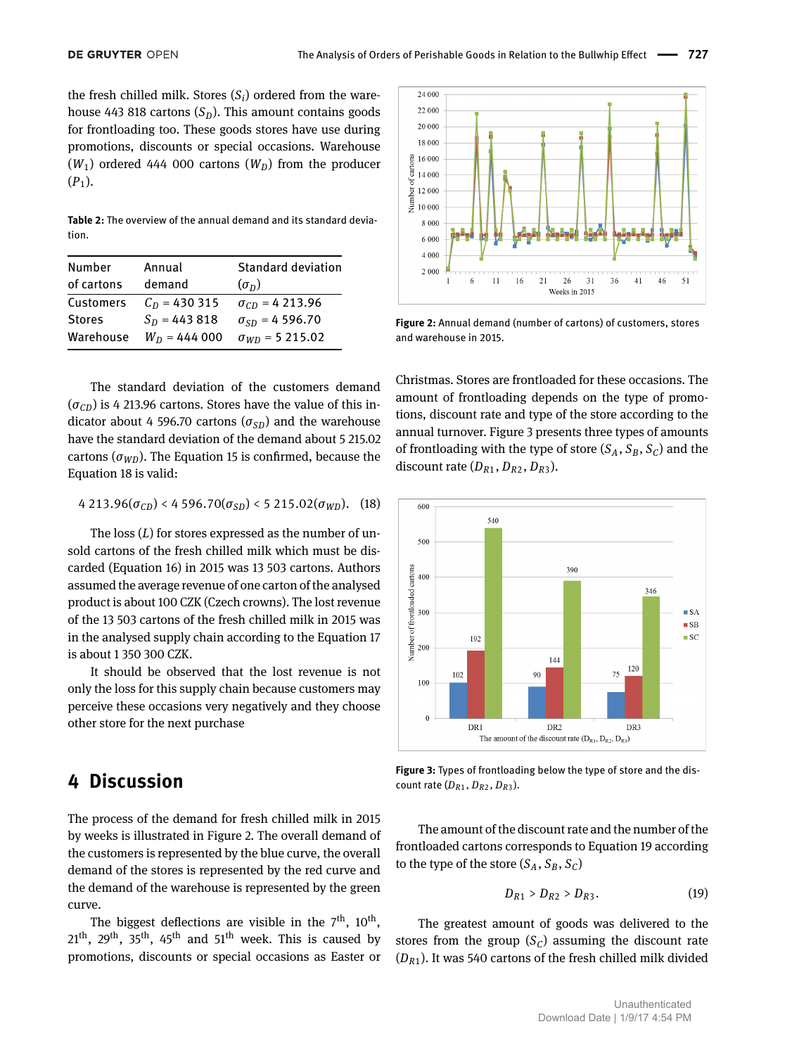the fresh chilled milk. Stores ($S_i$) ordered from the warehouse 443 818 cartons ($S_D$). This amount contains goods for frontloading too. These goods stores have use during promotions, discounts or special occasions. Warehouse ($W_1$) ordered 444 000 cartons ($W_D$) from the producer ($P_1$).

**Table 2:** The overview of the annual demand and its standard deviation.

| Number of cartons | Annual demand | Standard deviation ($\sigma_D$) |
|---|---|---|
| Customers | $C_D$ = 430 315 | $\sigma_{CD}$ = 4 213.96 |
| Stores | $S_D$ = 443 818 | $\sigma_{SD}$ = 4 596.70 |
| Warehouse | $W_D$ = 444 000 | $\sigma_{WD}$ = 5 215.02 |

The standard deviation of the customers demand ($\sigma_{CD}$) is 4 213.96 cartons. Stores have the value of this indicator about 4 596.70 cartons ($\sigma_{SD}$) and the warehouse have the standard deviation of the demand about 5 215.02 cartons ($\sigma_{WD}$). The Equation 15 is confirmed, because the Equation 18 is valid:

$$4\,213.96(\sigma_{CD}) < 4\,596.70(\sigma_{SD}) < 5\,215.02(\sigma_{WD}). \quad (18)$$

The loss ($L$) for stores expressed as the number of unsold cartons of the fresh chilled milk which must be discarded (Equation 16) in 2015 was 13 503 cartons. Authors assumed the average revenue of one carton of the analysed product is about 100 CZK (Czech crowns). The lost revenue of the 13 503 cartons of the fresh chilled milk in 2015 was in the analysed supply chain according to the Equation 17 is about 1 350 300 CZK.

It should be observed that the lost revenue is not only the loss for this supply chain because customers may perceive these occasions very negatively and they choose other store for the next purchase

24 000
22 000
20 000
18 000
16 000
14 000
12 000
10 000
8 000
6 000
4 000
2 000
Number of cartons
1 6 11 16 21 26 31 36 41 46 51
Weeks in 2015

**Figure 2:** Annual demand (number of cartons) of customers, stores and warehouse in 2015.

## 4 Discussion

The process of the demand for fresh chilled milk in 2015 by weeks is illustrated in Figure 2. The overall demand of the customers is represented by the blue curve, the overall demand of the stores is represented by the red curve and the demand of the warehouse is represented by the green curve.

The biggest deflections are visible in the 7th, 10th, 21th, 29th, 35th, 45th and 51th week. This is caused by promotions, discounts or special occasions as Easter or Christmas. Stores are frontloaded for these occasions. The amount of frontloading depends on the type of promotions, discount rate and type of the store according to the annual turnover. Figure 3 presents three types of amounts of frontloading with the type of store ($S_A$, $S_B$, $S_C$) and the discount rate ($D_{R1}$, $D_{R2}$, $D_{R3}$).

600
500
400
300
200
100
0
Number of frontloaded cartons
540
390
346
192
144
120
102
90
75
DR1
DR2
DR3
The amount of the discount rate ($D_{R1}$, $D_{R2}$, $D_{R3}$)
SA
SB
SC

**Figure 3:** Types of frontloading below the type of store and the discount rate ($D_{R1}$, $D_{R2}$, $D_{R3}$).

The amount of the discount rate and the number of the frontloaded cartons corresponds to Equation 19 according to the type of the store ($S_A$, $S_B$, $S_C$)

$$D_{R1} > D_{R2} > D_{R3}. \quad (19)$$

The greatest amount of goods was delivered to the stores from the group ($S_C$) assuming the discount rate ($D_{R1}$). It was 540 cartons of the fresh chilled milk divided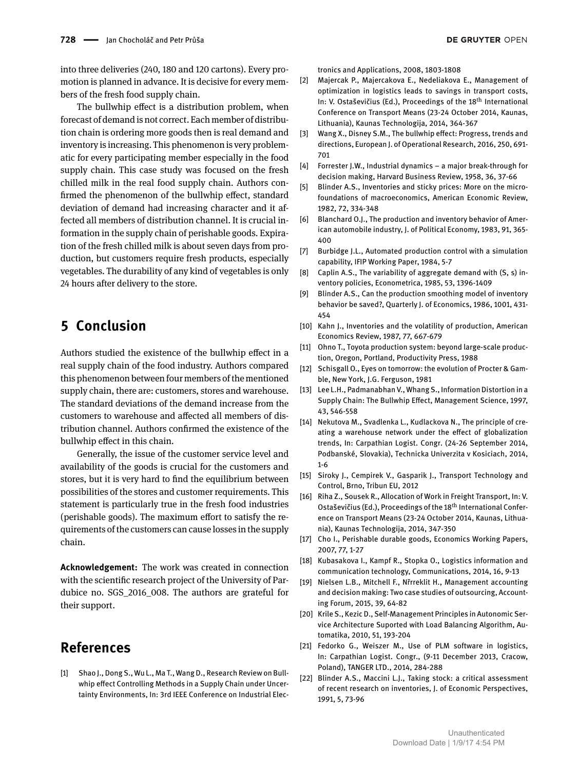into three deliveries (240, 180 and 120 cartons). Every promotion is planned in advance. It is decisive for every members of the fresh food supply chain.

The bullwhip effect is a distribution problem, when forecast of demand is not correct. Each member of distribution chain is ordering more goods then is real demand and inventory is increasing. This phenomenon is very problematic for every participating member especially in the food supply chain. This case study was focused on the fresh chilled milk in the real food supply chain. Authors confirmed the phenomenon of the bullwhip effect, standard deviation of demand had increasing character and it affected all members of distribution channel. It is crucial information in the supply chain of perishable goods. Expiration of the fresh chilled milk is about seven days from production, but customers require fresh products, especially vegetables. The durability of any kind of vegetables is only 24 hours after delivery to the store.

## 5 Conclusion

Authors studied the existence of the bullwhip effect in a real supply chain of the food industry. Authors compared this phenomenon between four members of the mentioned supply chain, there are: customers, stores and warehouse. The standard deviations of the demand increase from the customers to warehouse and affected all members of distribution channel. Authors confirmed the existence of the bullwhip effect in this chain.

Generally, the issue of the customer service level and availability of the goods is crucial for the customers and stores, but it is very hard to find the equilibrium between possibilities of the stores and customer requirements. This statement is particularly true in the fresh food industries (perishable goods). The maximum effort to satisfy the requirements of the customers can cause losses in the supply chain.

**Acknowledgement:** The work was created in connection with the scientific research project of the University of Pardubice no. SGS_2016_008. The authors are grateful for their support.

## References

[1] Shao J., Dong S., Wu L., Ma T., Wang D., Research Review on Bullwhip effect Controlling Methods in a Supply Chain under Uncertainty Environments, In: 3rd IEEE Conference on Industrial Electronics and Applications, 2008, 1803-1808

[2] Majercak P., Majercakova E., Nedeliakova E., Management of optimization in logistics leads to savings in transport costs, In: V. Ostaševičius (Ed.), Proceedings of the 18th International Conference on Transport Means (23-24 October 2014, Kaunas, Lithuania), Kaunas Technologija, 2014, 364-367

[3] Wang X., Disney S.M., The bullwhip effect: Progress, trends and directions, European J. of Operational Research, 2016, 250, 691-701

[4] Forrester J.W., Industrial dynamics – a major break-through for decision making, Harvard Business Review, 1958, 36, 37-66

[5] Blinder A.S., Inventories and sticky prices: More on the microfoundations of macroeconomics, American Economic Review, 1982, 72, 334-348

[6] Blanchard O.J., The production and inventory behavior of American automobile industry, J. of Political Economy, 1983, 91, 365-400

[7] Burbidge J.L., Automated production control with a simulation capability, IFIP Working Paper, 1984, 5-7

[8] Caplin A.S., The variability of aggregate demand with (S, s) inventory policies, Econometrica, 1985, 53, 1396-1409

[9] Blinder A.S., Can the production smoothing model of inventory behavior be saved?, Quarterly J. of Economics, 1986, 1001, 431-454

[10] Kahn J., Inventories and the volatility of production, American Economics Review, 1987, 77, 667-679

[11] Ohno T., Toyota production system: beyond large-scale production, Oregon, Portland, Productivity Press, 1988

[12] Schisgall O., Eyes on tomorrow: the evolution of Procter & Gamble, New York, J.G. Ferguson, 1981

[13] Lee L.H., Padmanabhan V., Whang S., Information Distortion in a Supply Chain: The Bullwhip Effect, Management Science, 1997, 43, 546-558

[14] Nekutova M., Svadlenka L., Kudlackova N., The principle of creating a warehouse network under the effect of globalization trends, In: Carpathian Logist. Congr. (24-26 September 2014, Podbanské, Slovakia), Technicka Univerzita v Kosiciach, 2014, 1-6

[15] Siroky J., Cempirek V., Gasparik J., Transport Technology and Control, Brno, Tribun EU, 2012

[16] Riha Z., Sousek R., Allocation of Work in Freight Transport, In: V. Ostaševičius (Ed.), Proceedings of the 18th International Conference on Transport Means (23-24 October 2014, Kaunas, Lithuania), Kaunas Technologija, 2014, 347-350

[17] Cho I., Perishable durable goods, Economics Working Papers, 2007, 77, 1-27

[18] Kubasakova I., Kampf R., Stopka O., Logistics information and communication technology, Communications, 2014, 16, 9-13

[19] Nielsen L.B., Mitchell F., Nřrreklit H., Management accounting and decision making: Two case studies of outsourcing, Accounting Forum, 2015, 39, 64-82

[20] Krile S., Kezic D., Self-Management Principles in Autonomic Service Architecture Suported with Load Balancing Algorithm, Automatika, 2010, 51, 193-204

[21] Fedorko G., Weiszer M., Use of PLM software in logistics, In: Carpathian Logist. Congr., (9-11 December 2013, Cracow, Poland), TANGER LTD., 2014, 284-288

[22] Blinder A.S., Maccini L.J., Taking stock: a critical assessment of recent research on inventories, J. of Economic Perspectives, 1991, 5, 73-96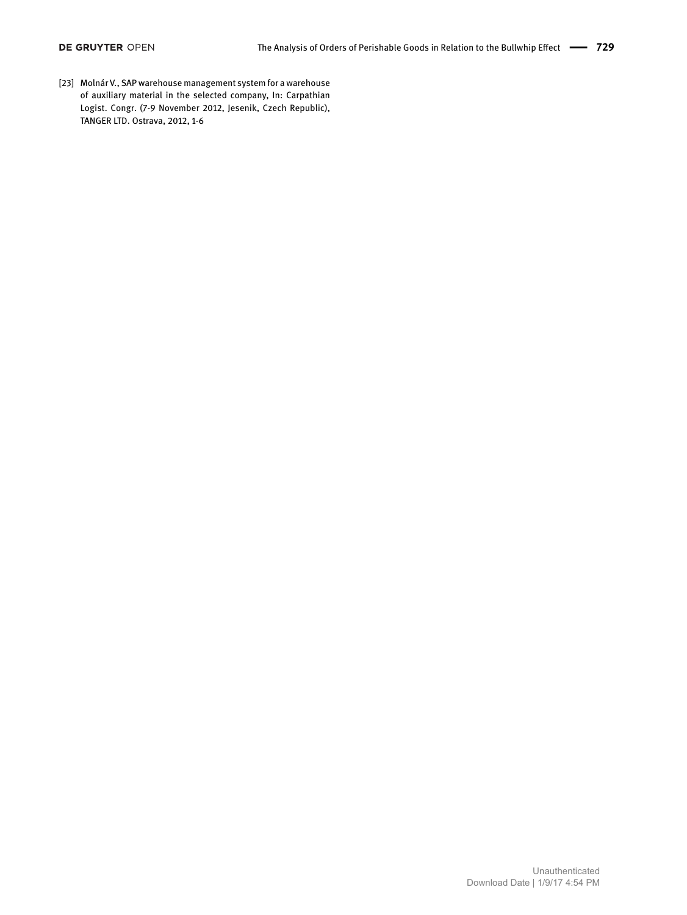[23] Molnár V., SAP warehouse management system for a warehouse of auxiliary material in the selected company, In: Carpathian Logist. Congr. (7-9 November 2012, Jesenik, Czech Republic), TANGER LTD. Ostrava, 2012, 1-6